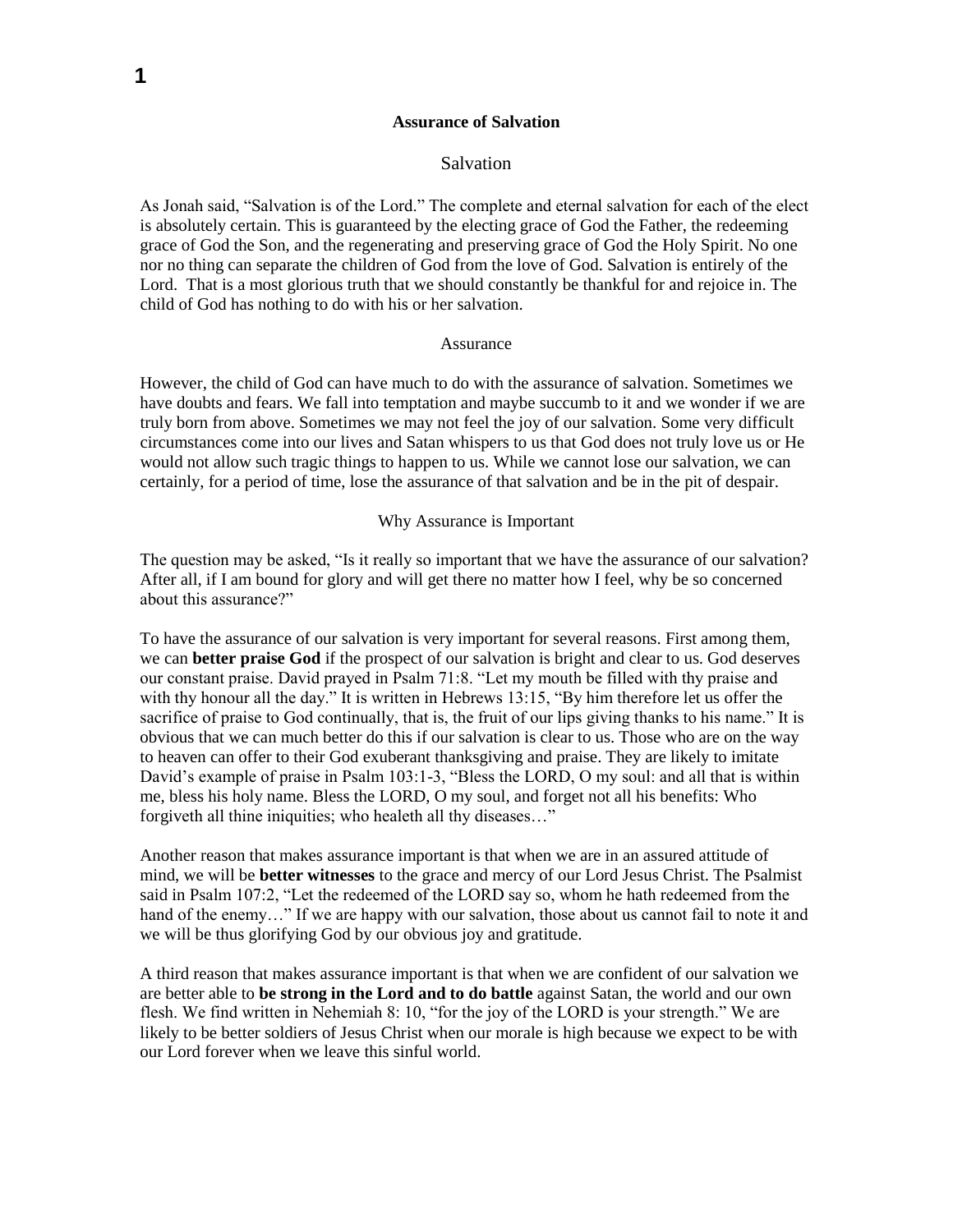# Assurance of Salvation

## Salvation

As Jonah said, "Salvation is of the Lord." The complete and eternal salvation for each of the elect is absolutely certain. This is guaranteed by the electing grace of God the Father, the redeeming grace of God the Son, and the regenerating and preserving grace of God the Holy Spirit. No one nor no thing can separate the children of God from the love of God. Salvation is entirely of the Lord. That is a most glorious truth that we should constantly be thankful for and rejoice in. The child of God has nothing to do with his or her salvation.

## Assurance

However, the child of God can have much to do with the assurance of salvation. Sometimes we have doubts and fears. We fall into temptation and maybe succumb to it and we wonder if we are truly born from above. Sometimes we may not feel the joy of our salvation. Some very difficult circumstances come into our lives and Satan whispers to us that God does not truly love us or He would not allow such tragic things to happen to us. While we cannot lose our salvation, we can certainly, for a period of time, lose the assurance of that salvation and be in the pit of despair.

## Why Assurance is Important

The question may be asked, "Is it really so important that we have the assurance of our salvation? After all, if I am bound for glory and will get there no matter how I feel, why be so concerned about this assurance?"

To have the assurance of our salvation is very important for several reasons. First among them, we can **better praise God** if the prospect of our salvation is bright and clear to us. God deserves our constant praise. David prayed in Psalm 71:8. "Let my mouth be filled with thy praise and with thy honour all the day." It is written in Hebrews 13:15, "By him therefore let us offer the sacrifice of praise to God continually, that is, the fruit of our lips giving thanks to his name." It is obvious that we can much better do this if our salvation is clear to us. Those who are on the way to heaven can offer to their God exuberant thanksgiving and praise. They are likely to imitate David's example of praise in Psalm 103:1-3, "Bless the LORD, O my soul: and all that is within me, bless his holy name. Bless the LORD, O my soul, and forget not all his benefits: Who forgiveth all thine iniquities; who healeth all thy diseases…"

Another reason that makes assurance important is that when we are in an assured attitude of mind, we will be **better witnesses** to the grace and mercy of our Lord Jesus Christ. The Psalmist said in Psalm 107:2, "Let the redeemed of the LORD say so, whom he hath redeemed from the hand of the enemy…" If we are happy with our salvation, those about us cannot fail to note it and we will be thus glorifying God by our obvious joy and gratitude.

A third reason that makes assurance important is that when we are confident of our salvation we are better able to **be strong in the Lord and to do battle** against Satan, the world and our own flesh. We find written in Nehemiah 8: 10, "for the joy of the LORD is your strength." We are likely to be better soldiers of Jesus Christ when our morale is high because we expect to be with our Lord forever when we leave this sinful world.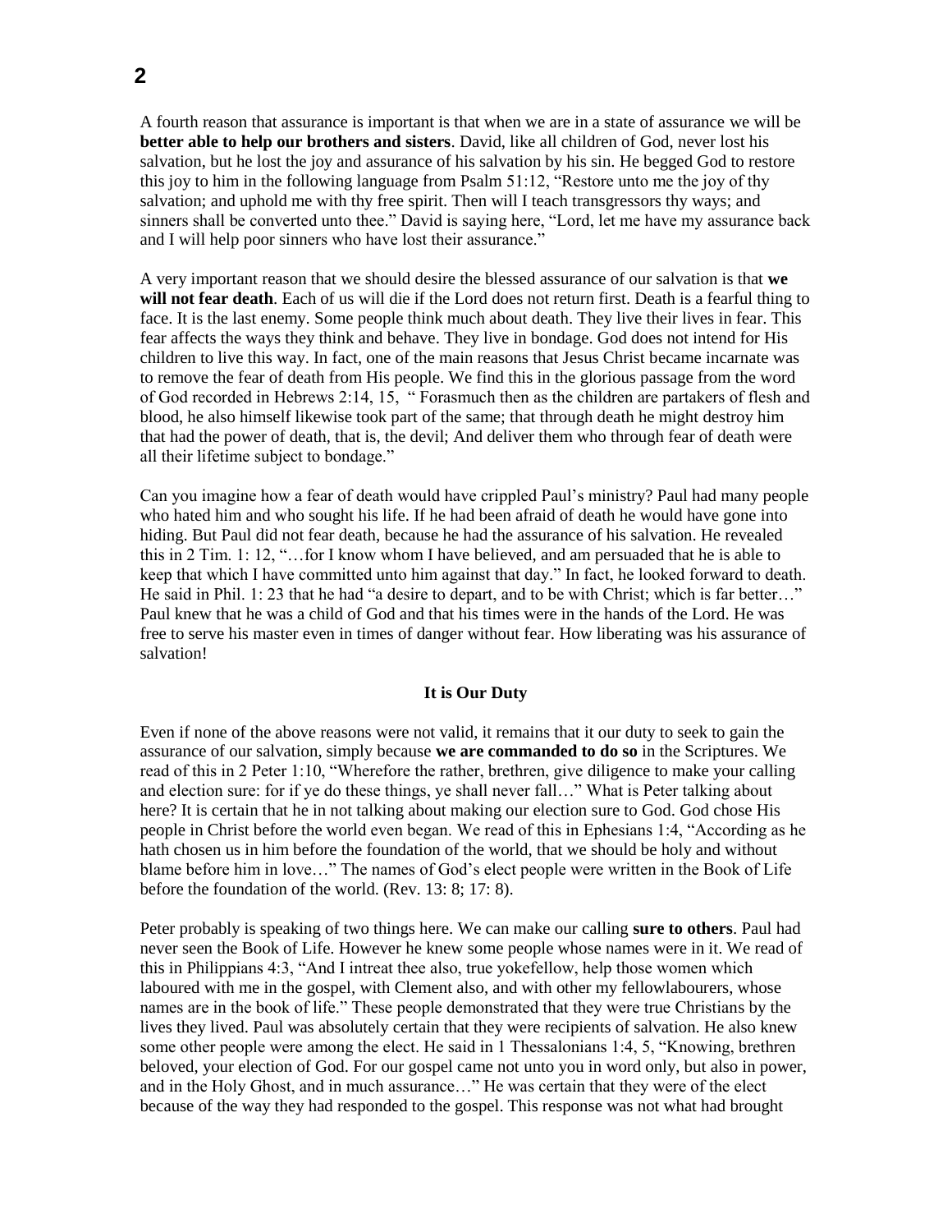A fourth reason that assurance is important is that when we are in a state of assurance we will be **better able to help our brothers and sisters**. David, like all children of God, never lost his salvation, but he lost the joy and assurance of his salvation by his sin. He begged God to restore this joy to him in the following language from Psalm 51:12, "Restore unto me the joy of thy salvation; and uphold me with thy free spirit. Then will I teach transgressors thy ways; and sinners shall be converted unto thee." David is saying here, "Lord, let me have my assurance back and I will help poor sinners who have lost their assurance."

A very important reason that we should desire the blessed assurance of our salvation is that **we will not fear death**. Each of us will die if the Lord does not return first. Death is a fearful thing to face. It is the last enemy. Some people think much about death. They live their lives in fear. This fear affects the ways they think and behave. They live in bondage. God does not intend for His children to live this way. In fact, one of the main reasons that Jesus Christ became incarnate was to remove the fear of death from His people. We find this in the glorious passage from the word of God recorded in Hebrews 2:14, 15, " Forasmuch then as the children are partakers of flesh and blood, he also himself likewise took part of the same; that through death he might destroy him that had the power of death, that is, the devil; And deliver them who through fear of death were all their lifetime subject to bondage."

Can you imagine how a fear of death would have crippled Paul's ministry? Paul had many people who hated him and who sought his life. If he had been afraid of death he would have gone into hiding. But Paul did not fear death, because he had the assurance of his salvation. He revealed this in 2 Tim. 1: 12, "…for I know whom I have believed, and am persuaded that he is able to keep that which I have committed unto him against that day." In fact, he looked forward to death. He said in Phil. 1: 23 that he had "a desire to depart, and to be with Christ; which is far better…" Paul knew that he was a child of God and that his times were in the hands of the Lord. He was free to serve his master even in times of danger without fear. How liberating was his assurance of salvation!

**It is Our Duty**

Even if none of the above reasons were not valid, it remains that it our duty to seek to gain the assurance of our salvation, simply because **we are commanded to do so** in the Scriptures. We read of this in 2 Peter 1:10, "Wherefore the rather, brethren, give diligence to make your calling and election sure: for if ye do these things, ye shall never fall…" What is Peter talking about here? It is certain that he in not talking about making our election sure to God. God chose His people in Christ before the world even began. We read of this in Ephesians 1:4, "According as he hath chosen us in him before the foundation of the world, that we should be holy and without blame before him in love…" The names of God's elect people were written in the Book of Life before the foundation of the world. (Rev. 13: 8; 17: 8).

Peter probably is speaking of two things here. We can make our calling **sure to others**. Paul had never seen the Book of Life. However he knew some people whose names were in it. We read of this in Philippians 4:3, "And I intreat thee also, true yokefellow, help those women which laboured with me in the gospel, with Clement also, and with other my fellowlabourers, whose names are in the book of life." These people demonstrated that they were true Christians by the lives they lived. Paul was absolutely certain that they were recipients of salvation. He also knew some other people were among the elect. He said in 1 Thessalonians 1:4, 5, "Knowing, brethren beloved, your election of God. For our gospel came not unto you in word only, but also in power, and in the Holy Ghost, and in much assurance…" He was certain that they were of the elect because of the way they had responded to the gospel. This response was not what had brought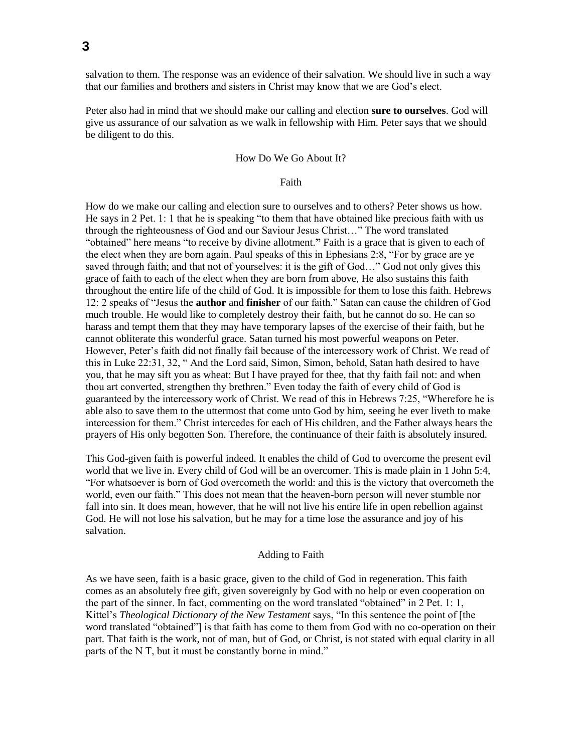salvation to them. The response was an evidence of their salvation. We should live in such a way that our families and brothers and sisters in Christ may know that we are God's elect.

Peter also had in mind that we should make our calling and election **sure to ourselves**. God will give us assurance of our salvation as we walk in fellowship with Him. Peter says that we should be diligent to do this.

## How Do We Go About It?

### Faith

How do we make our calling and election sure to ourselves and to others? Peter shows us how. He says in 2 Pet. 1: 1 that he is speaking "to them that have obtained like precious faith with us through the righteousness of God and our Saviour Jesus Christ…" The word translated "obtained" here means "to receive by divine allotment.**"** Faith is a grace that is given to each of the elect when they are born again. Paul speaks of this in Ephesians 2:8, "For by grace are ye saved through faith; and that not of yourselves: it is the gift of God…" God not only gives this grace of faith to each of the elect when they are born from above, He also sustains this faith throughout the entire life of the child of God. It is impossible for them to lose this faith. Hebrews 12: 2 speaks of "Jesus the **author** and **finisher** of our faith." Satan can cause the children of God much trouble. He would like to completely destroy their faith, but he cannot do so. He can so harass and tempt them that they may have temporary lapses of the exercise of their faith, but he cannot obliterate this wonderful grace. Satan turned his most powerful weapons on Peter. However, Peter's faith did not finally fail because of the intercessory work of Christ. We read of this in Luke 22:31, 32, " And the Lord said, Simon, Simon, behold, Satan hath desired to have you, that he may sift you as wheat: But I have prayed for thee, that thy faith fail not: and when thou art converted, strengthen thy brethren." Even today the faith of every child of God is guaranteed by the intercessory work of Christ. We read of this in Hebrews 7:25, "Wherefore he is able also to save them to the uttermost that come unto God by him, seeing he ever liveth to make intercession for them." Christ intercedes for each of His children, and the Father always hears the prayers of His only begotten Son. Therefore, the continuance of their faith is absolutely insured.

This God-given faith is powerful indeed. It enables the child of God to overcome the present evil world that we live in. Every child of God will be an overcomer. This is made plain in 1 John 5:4, "For whatsoever is born of God overcometh the world: and this is the victory that overcometh the world, even our faith." This does not mean that the heaven-born person will never stumble nor fall into sin. It does mean, however, that he will not live his entire life in open rebellion against God. He will not lose his salvation, but he may for a time lose the assurance and joy of his salvation.

### Adding to Faith

As we have seen, faith is a basic grace, given to the child of God in regeneration. This faith comes as an absolutely free gift, given sovereignly by God with no help or even cooperation on the part of the sinner. In fact, commenting on the word translated "obtained" in 2 Pet. 1: 1, Kittel's *Theological Dictionary of the New Testament* says, "In this sentence the point of [the word translated "obtained"] is that faith has come to them from God with no co-operation on their part. That faith is the work, not of man, but of God, or Christ, is not stated with equal clarity in all parts of the N T, but it must be constantly borne in mind."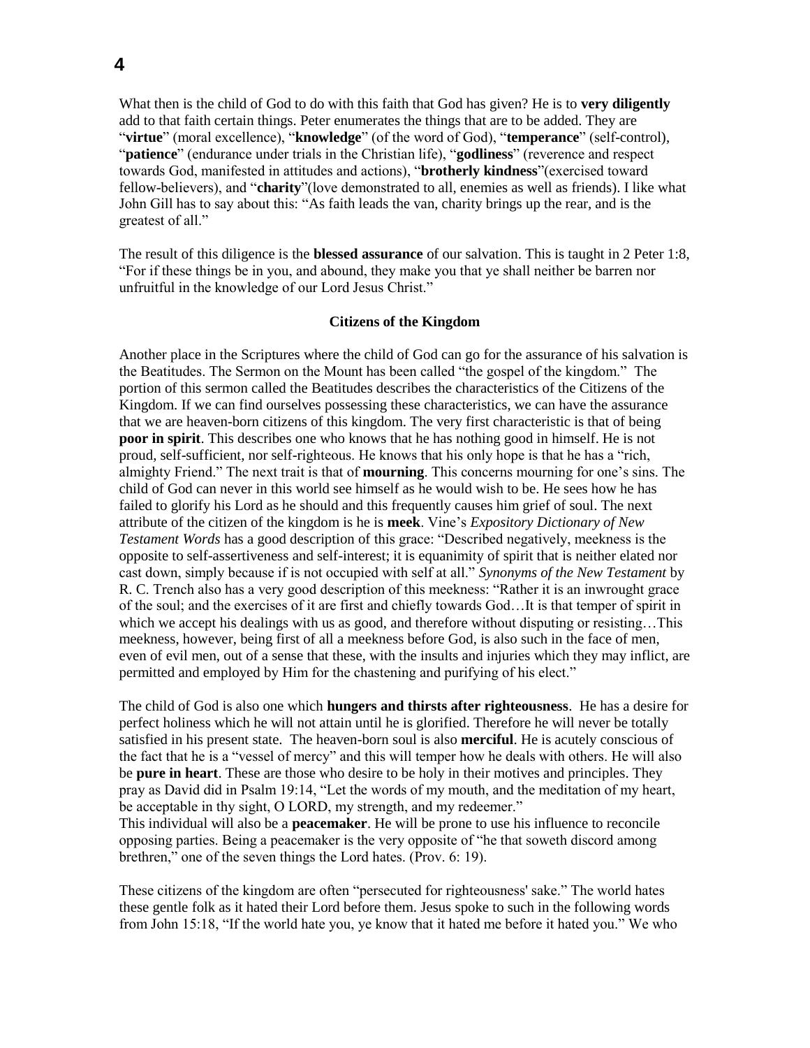What then is the child of God to do with this faith that God has given? He is to **very diligently** add to that faith certain things. Peter enumerates the things that are to be added. They are "**virtue**" (moral excellence), "**knowledge**" (of the word of God), "**temperance**" (self-control), "**patience**" (endurance under trials in the Christian life), "**godliness**" (reverence and respect towards God, manifested in attitudes and actions), "**brotherly kindness**"(exercised toward fellow-believers), and "**charity**"(love demonstrated to all, enemies as well as friends). I like what John Gill has to say about this: "As faith leads the van, charity brings up the rear, and is the greatest of all."

The result of this diligence is the **blessed assurance** of our salvation. This is taught in 2 Peter 1:8, "For if these things be in you, and abound, they make you that ye shall neither be barren nor unfruitful in the knowledge of our Lord Jesus Christ."

**Citizens of the Kingdom**

Another place in the Scriptures where the child of God can go for the assurance of his salvation is the Beatitudes. The Sermon on the Mount has been called "the gospel of the kingdom." The portion of this sermon called the Beatitudes describes the characteristics of the Citizens of the Kingdom. If we can find ourselves possessing these characteristics, we can have the assurance that we are heaven-born citizens of this kingdom. The very first characteristic is that of being **poor in spirit**. This describes one who knows that he has nothing good in himself. He is not proud, self-sufficient, nor self-righteous. He knows that his only hope is that he has a "rich, almighty Friend." The next trait is that of **mourning**. This concerns mourning for one's sins. The child of God can never in this world see himself as he would wish to be. He sees how he has failed to glorify his Lord as he should and this frequently causes him grief of soul. The next attribute of the citizen of the kingdom is he is **meek**. Vine's *Expository Dictionary of New Testament Words* has a good description of this grace: "Described negatively, meekness is the opposite to self-assertiveness and self-interest; it is equanimity of spirit that is neither elated nor cast down, simply because if is not occupied with self at all." *Synonyms of the New Testament* by R. C. Trench also has a very good description of this meekness: "Rather it is an inwrought grace of the soul; and the exercises of it are first and chiefly towards God…It is that temper of spirit in which we accept his dealings with us as good, and therefore without disputing or resisting…This meekness, however, being first of all a meekness before God, is also such in the face of men, even of evil men, out of a sense that these, with the insults and injuries which they may inflict, are permitted and employed by Him for the chastening and purifying of his elect."

The child of God is also one which **hungers and thirsts after righteousness**. He has a desire for perfect holiness which he will not attain until he is glorified. Therefore he will never be totally satisfied in his present state. The heaven-born soul is also **merciful**. He is acutely conscious of the fact that he is a "vessel of mercy" and this will temper how he deals with others. He will also be **pure in heart**. These are those who desire to be holy in their motives and principles. They pray as David did in Psalm 19:14, "Let the words of my mouth, and the meditation of my heart, be acceptable in thy sight, O LORD, my strength, and my redeemer."
This individual will also be a **peacemaker**. He will be prone to use his influence to reconcile opposing parties. Being a peacemaker is the very opposite of "he that soweth discord among brethren," one of the seven things the Lord hates. (Prov. 6: 19).

These citizens of the kingdom are often "persecuted for righteousness' sake." The world hates these gentle folk as it hated their Lord before them. Jesus spoke to such in the following words from John 15:18, "If the world hate you, ye know that it hated me before it hated you." We who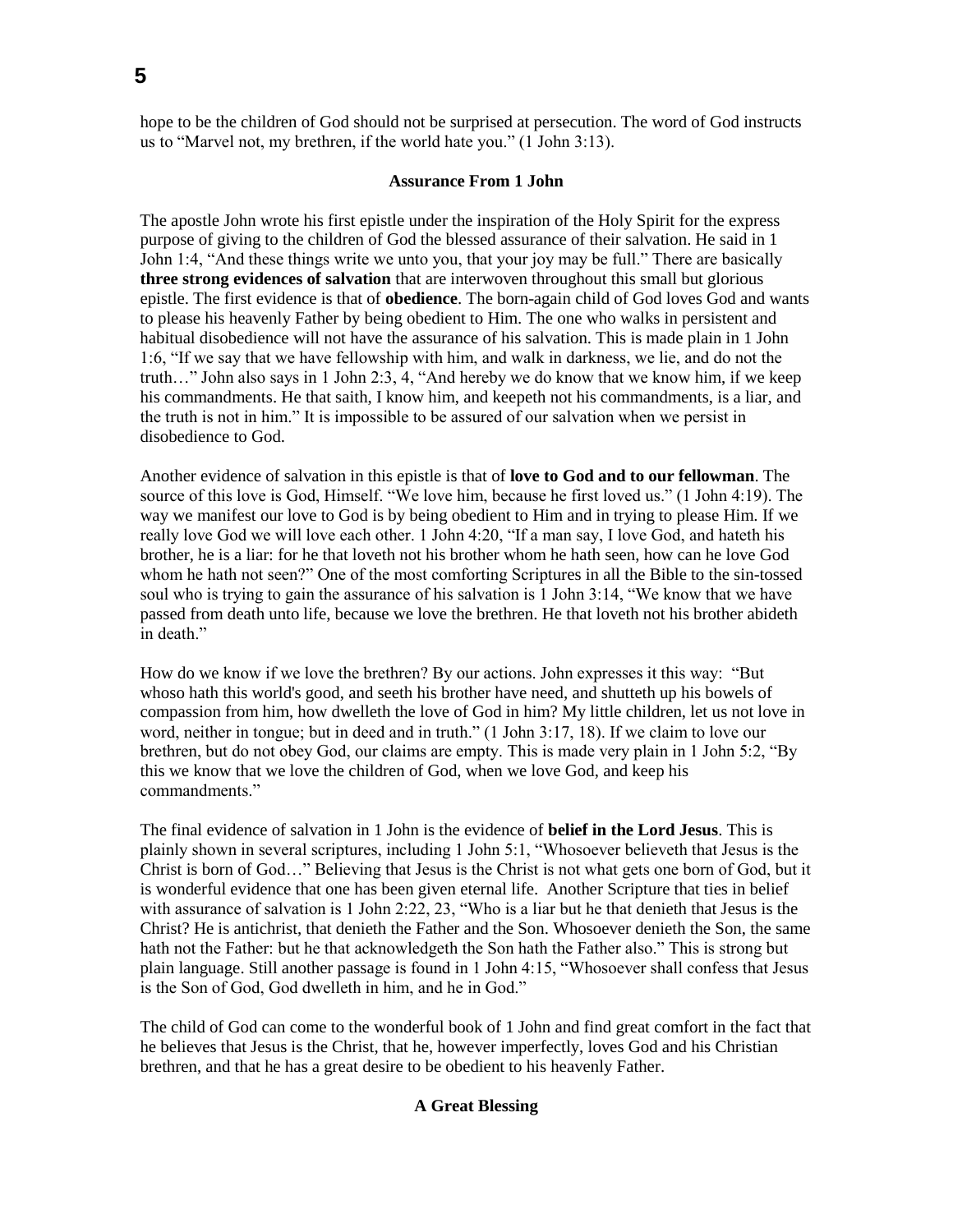hope to be the children of God should not be surprised at persecution. The word of God instructs us to "Marvel not, my brethren, if the world hate you." (1 John 3:13).

### Assurance From 1 John

The apostle John wrote his first epistle under the inspiration of the Holy Spirit for the express purpose of giving to the children of God the blessed assurance of their salvation. He said in 1 John 1:4, "And these things write we unto you, that your joy may be full." There are basically **three strong evidences of salvation** that are interwoven throughout this small but glorious epistle. The first evidence is that of **obedience**. The born-again child of God loves God and wants to please his heavenly Father by being obedient to Him. The one who walks in persistent and habitual disobedience will not have the assurance of his salvation. This is made plain in 1 John 1:6, "If we say that we have fellowship with him, and walk in darkness, we lie, and do not the truth…" John also says in 1 John 2:3, 4, "And hereby we do know that we know him, if we keep his commandments. He that saith, I know him, and keepeth not his commandments, is a liar, and the truth is not in him." It is impossible to be assured of our salvation when we persist in disobedience to God.

Another evidence of salvation in this epistle is that of **love to God and to our fellowman**. The source of this love is God, Himself. "We love him, because he first loved us." (1 John 4:19). The way we manifest our love to God is by being obedient to Him and in trying to please Him. If we really love God we will love each other. 1 John 4:20, "If a man say, I love God, and hateth his brother, he is a liar: for he that loveth not his brother whom he hath seen, how can he love God whom he hath not seen?" One of the most comforting Scriptures in all the Bible to the sin-tossed soul who is trying to gain the assurance of his salvation is 1 John 3:14, "We know that we have passed from death unto life, because we love the brethren. He that loveth not his brother abideth in death."

How do we know if we love the brethren? By our actions. John expresses it this way: "But whoso hath this world's good, and seeth his brother have need, and shutteth up his bowels of compassion from him, how dwelleth the love of God in him? My little children, let us not love in word, neither in tongue; but in deed and in truth." (1 John 3:17, 18). If we claim to love our brethren, but do not obey God, our claims are empty. This is made very plain in 1 John 5:2, "By this we know that we love the children of God, when we love God, and keep his commandments."

The final evidence of salvation in 1 John is the evidence of **belief in the Lord Jesus**. This is plainly shown in several scriptures, including 1 John 5:1, "Whosoever believeth that Jesus is the Christ is born of God…" Believing that Jesus is the Christ is not what gets one born of God, but it is wonderful evidence that one has been given eternal life. Another Scripture that ties in belief with assurance of salvation is 1 John 2:22, 23, "Who is a liar but he that denieth that Jesus is the Christ? He is antichrist, that denieth the Father and the Son. Whosoever denieth the Son, the same hath not the Father: but he that acknowledgeth the Son hath the Father also." This is strong but plain language. Still another passage is found in 1 John 4:15, "Whosoever shall confess that Jesus is the Son of God, God dwelleth in him, and he in God."

The child of God can come to the wonderful book of 1 John and find great comfort in the fact that he believes that Jesus is the Christ, that he, however imperfectly, loves God and his Christian brethren, and that he has a great desire to be obedient to his heavenly Father.

### A Great Blessing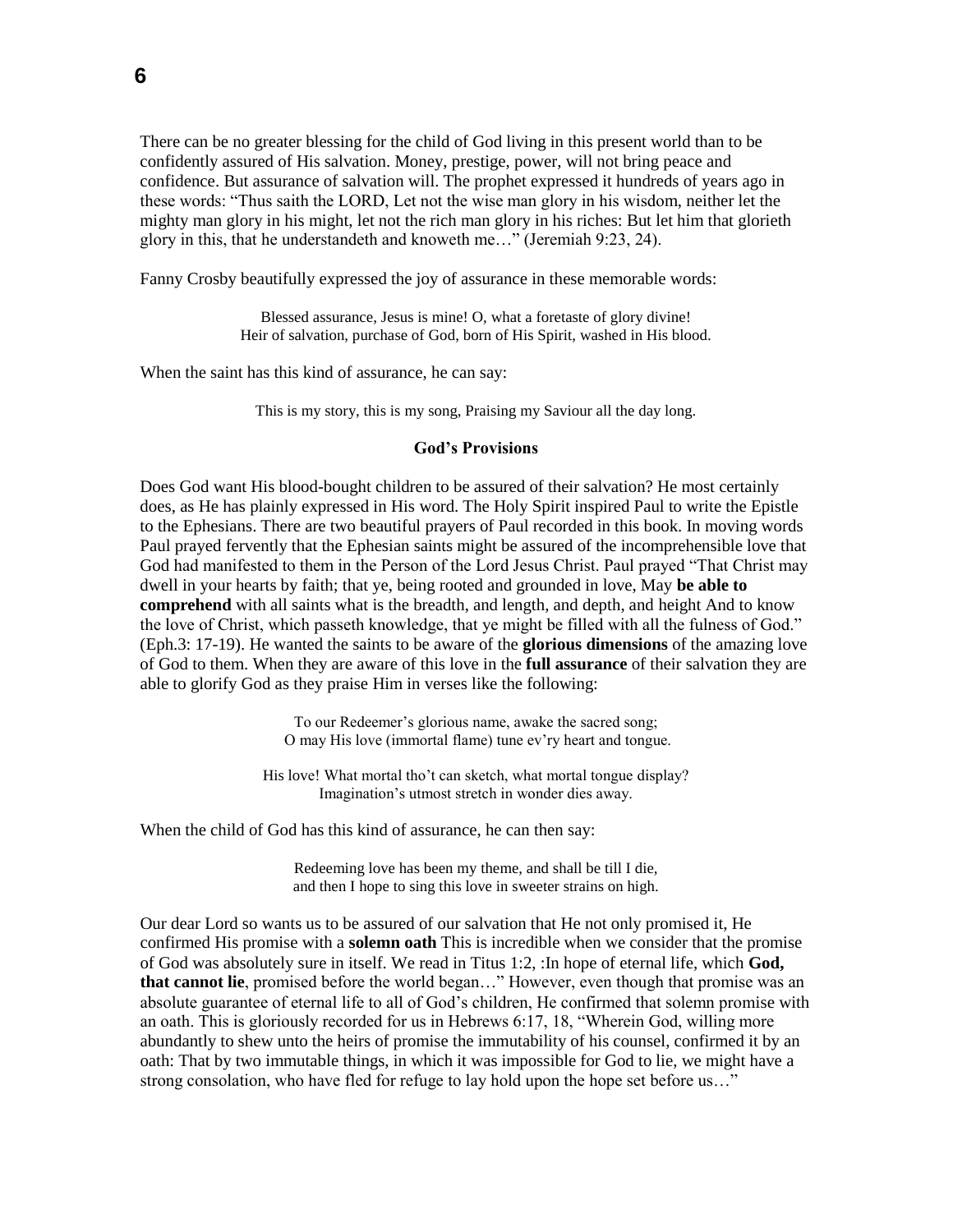There can be no greater blessing for the child of God living in this present world than to be confidently assured of His salvation. Money, prestige, power, will not bring peace and confidence. But assurance of salvation will. The prophet expressed it hundreds of years ago in these words: "Thus saith the LORD, Let not the wise man glory in his wisdom, neither let the mighty man glory in his might, let not the rich man glory in his riches: But let him that glorieth glory in this, that he understandeth and knoweth me…" (Jeremiah 9:23, 24).

Fanny Crosby beautifully expressed the joy of assurance in these memorable words:

> Blessed assurance, Jesus is mine! O, what a foretaste of glory divine!
> Heir of salvation, purchase of God, born of His Spirit, washed in His blood.

When the saint has this kind of assurance, he can say:

> This is my story, this is my song, Praising my Saviour all the day long.

**God's Provisions**

Does God want His blood-bought children to be assured of their salvation? He most certainly does, as He has plainly expressed in His word. The Holy Spirit inspired Paul to write the Epistle to the Ephesians. There are two beautiful prayers of Paul recorded in this book. In moving words Paul prayed fervently that the Ephesian saints might be assured of the incomprehensible love that God had manifested to them in the Person of the Lord Jesus Christ. Paul prayed "That Christ may dwell in your hearts by faith; that ye, being rooted and grounded in love, May **be able to comprehend** with all saints what is the breadth, and length, and depth, and height And to know the love of Christ, which passeth knowledge, that ye might be filled with all the fulness of God." (Eph.3: 17-19). He wanted the saints to be aware of the **glorious dimensions** of the amazing love of God to them. When they are aware of this love in the **full assurance** of their salvation they are able to glorify God as they praise Him in verses like the following:

> To our Redeemer's glorious name, awake the sacred song;
> O may His love (immortal flame) tune ev'ry heart and tongue.
>
> His love! What mortal tho't can sketch, what mortal tongue display?
> Imagination's utmost stretch in wonder dies away.

When the child of God has this kind of assurance, he can then say:

> Redeeming love has been my theme, and shall be till I die,
> and then I hope to sing this love in sweeter strains on high.

Our dear Lord so wants us to be assured of our salvation that He not only promised it, He confirmed His promise with a **solemn oath** This is incredible when we consider that the promise of God was absolutely sure in itself. We read in Titus 1:2, :In hope of eternal life, which **God, that cannot lie**, promised before the world began…" However, even though that promise was an absolute guarantee of eternal life to all of God's children, He confirmed that solemn promise with an oath. This is gloriously recorded for us in Hebrews 6:17, 18, "Wherein God, willing more abundantly to shew unto the heirs of promise the immutability of his counsel, confirmed it by an oath: That by two immutable things, in which it was impossible for God to lie, we might have a strong consolation, who have fled for refuge to lay hold upon the hope set before us…"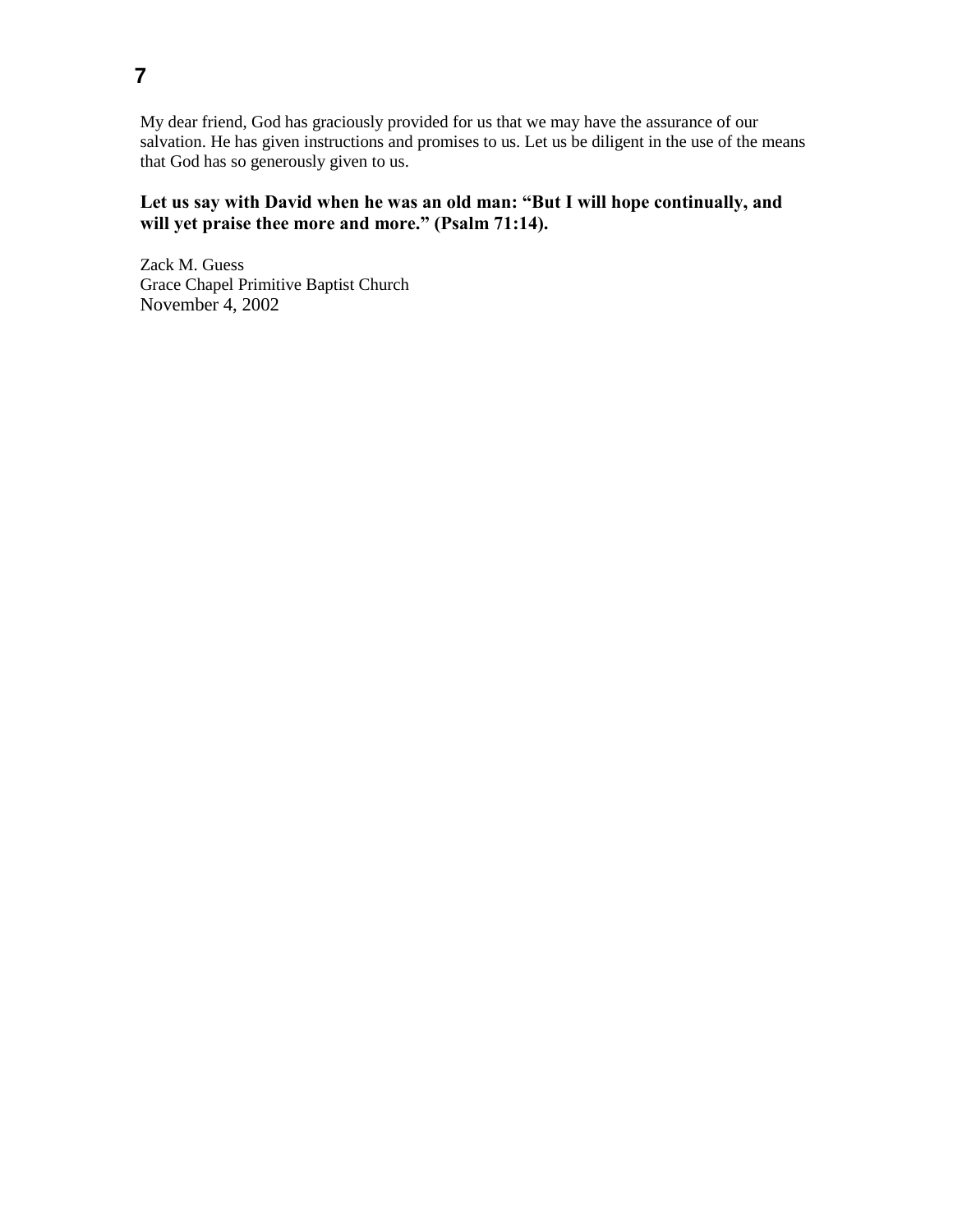My dear friend, God has graciously provided for us that we may have the assurance of our salvation. He has given instructions and promises to us. Let us be diligent in the use of the means that God has so generously given to us.

**Let us say with David when he was an old man: “But I will hope continually, and will yet praise thee more and more.” (Psalm 71:14).**

Zack M. Guess
Grace Chapel Primitive Baptist Church
November 4, 2002